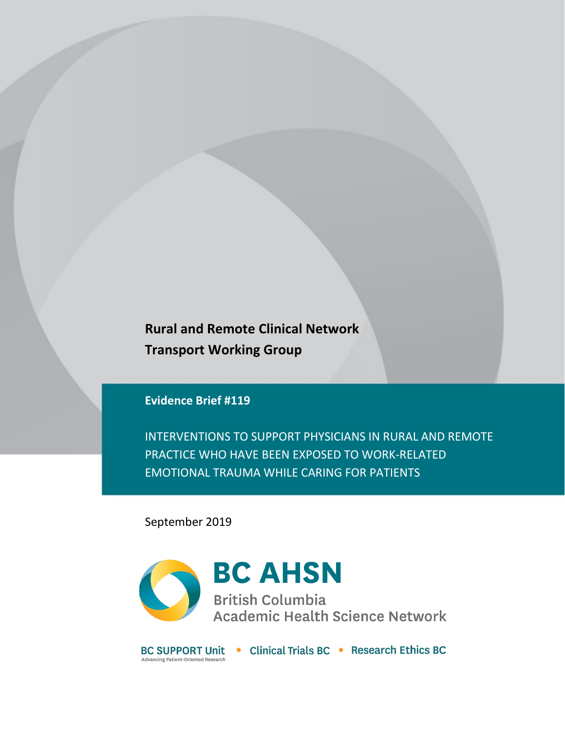**Rural and Remote Clinical Network**
**Transport Working Group**

**Evidence Brief #119**

# INTERVENTIONS TO SUPPORT PHYSICIANS IN RURAL AND REMOTE PRACTICE WHO HAVE BEEN EXPOSED TO WORK-RELATED EMOTIONAL TRAUMA WHILE CARING FOR PATIENTS

September 2019

BC AHSN
British Columbia
Academic Health Science Network

BC SUPPORT Unit
Advancing Patient-Oriented Research
• Clinical Trials BC • Research Ethics BC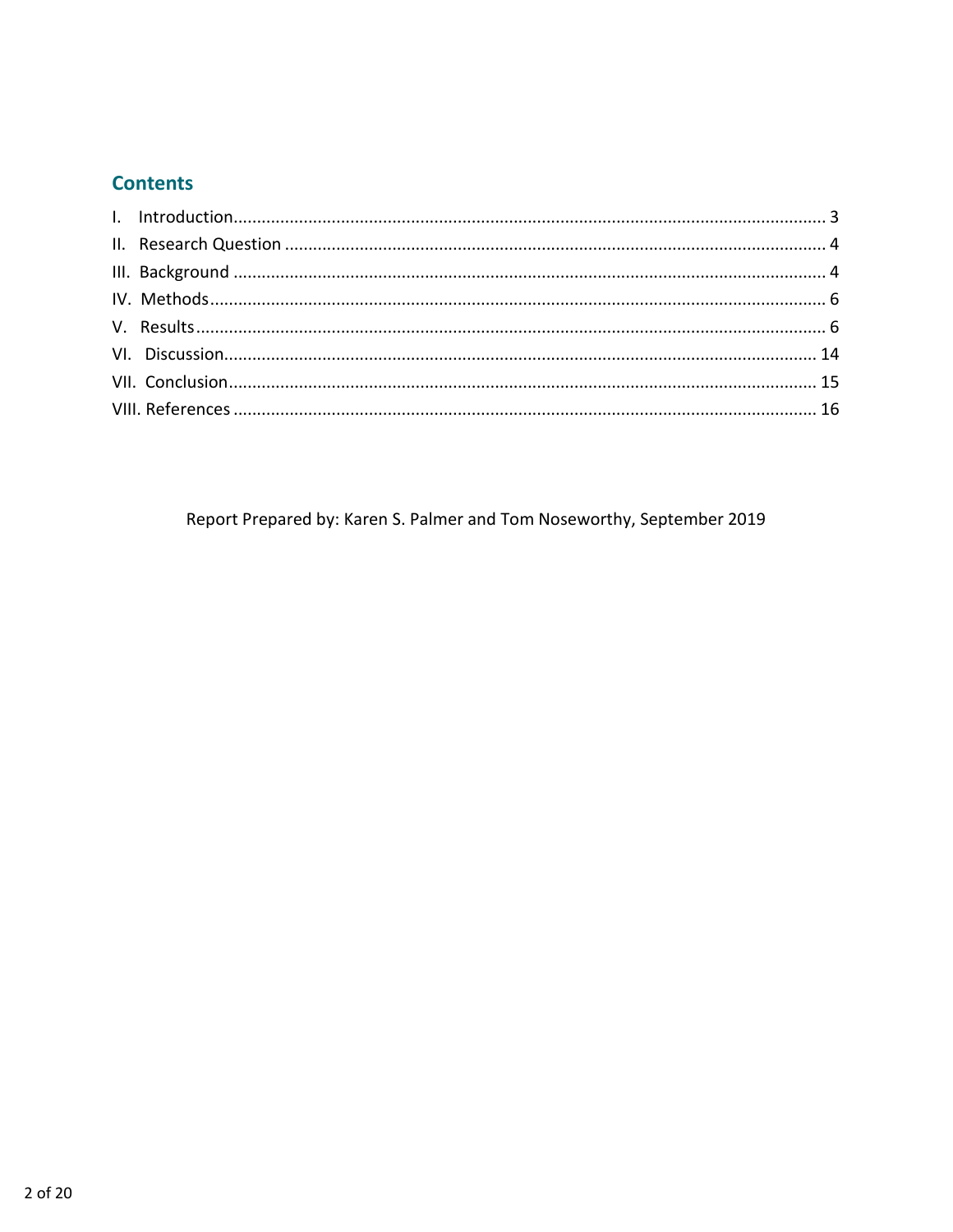## Contents

I. Introduction ........................................................................................................................ 3
II. Research Question ............................................................................................................. 4
III. Background ....................................................................................................................... 4
IV. Methods ............................................................................................................................. 6
V. Results ................................................................................................................................ 6
VI. Discussion ....................................................................................................................... 14
VII. Conclusion ...................................................................................................................... 15
VIII. References ..................................................................................................................... 16

Report Prepared by: Karen S. Palmer and Tom Noseworthy, September 2019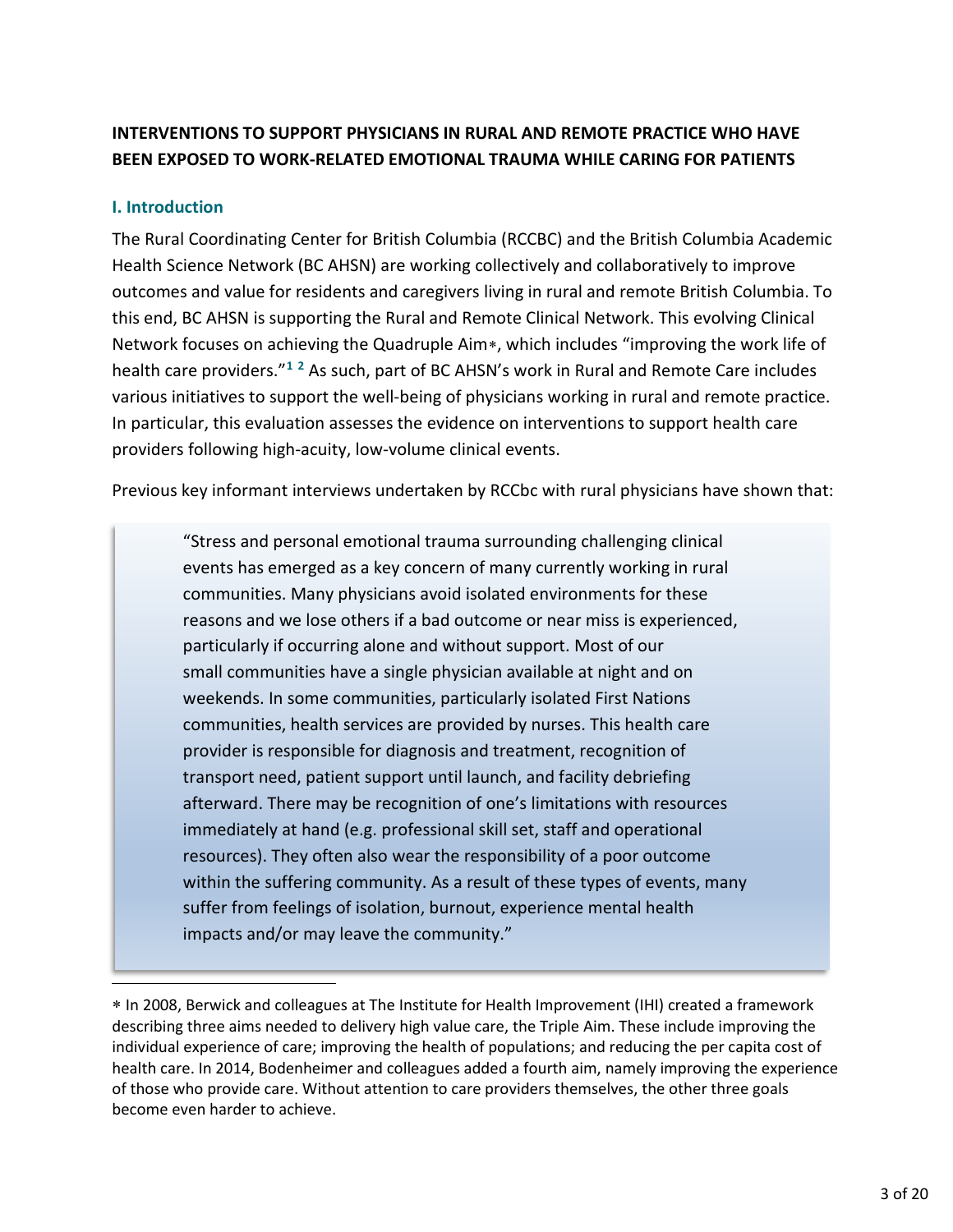## INTERVENTIONS TO SUPPORT PHYSICIANS IN RURAL AND REMOTE PRACTICE WHO HAVE BEEN EXPOSED TO WORK-RELATED EMOTIONAL TRAUMA WHILE CARING FOR PATIENTS

### I. Introduction

The Rural Coordinating Center for British Columbia (RCCBC) and the British Columbia Academic Health Science Network (BC AHSN) are working collectively and collaboratively to improve outcomes and value for residents and caregivers living in rural and remote British Columbia. To this end, BC AHSN is supporting the Rural and Remote Clinical Network. This evolving Clinical Network focuses on achieving the Quadruple Aim∗, which includes "improving the work life of health care providers."[1,2] As such, part of BC AHSN's work in Rural and Remote Care includes various initiatives to support the well-being of physicians working in rural and remote practice. In particular, this evaluation assesses the evidence on interventions to support health care providers following high-acuity, low-volume clinical events.

Previous key informant interviews undertaken by RCCbc with rural physicians have shown that:

> "Stress and personal emotional trauma surrounding challenging clinical events has emerged as a key concern of many currently working in rural communities. Many physicians avoid isolated environments for these reasons and we lose others if a bad outcome or near miss is experienced, particularly if occurring alone and without support. Most of our small communities have a single physician available at night and on weekends. In some communities, particularly isolated First Nations communities, health services are provided by nurses. This health care provider is responsible for diagnosis and treatment, recognition of transport need, patient support until launch, and facility debriefing afterward. There may be recognition of one's limitations with resources immediately at hand (e.g. professional skill set, staff and operational resources). They often also wear the responsibility of a poor outcome within the suffering community. As a result of these types of events, many suffer from feelings of isolation, burnout, experience mental health impacts and/or may leave the community."

---

∗ In 2008, Berwick and colleagues at The Institute for Health Improvement (IHI) created a framework describing three aims needed to delivery high value care, the Triple Aim. These include improving the individual experience of care; improving the health of populations; and reducing the per capita cost of health care. In 2014, Bodenheimer and colleagues added a fourth aim, namely improving the experience of those who provide care. Without attention to care providers themselves, the other three goals become even harder to achieve.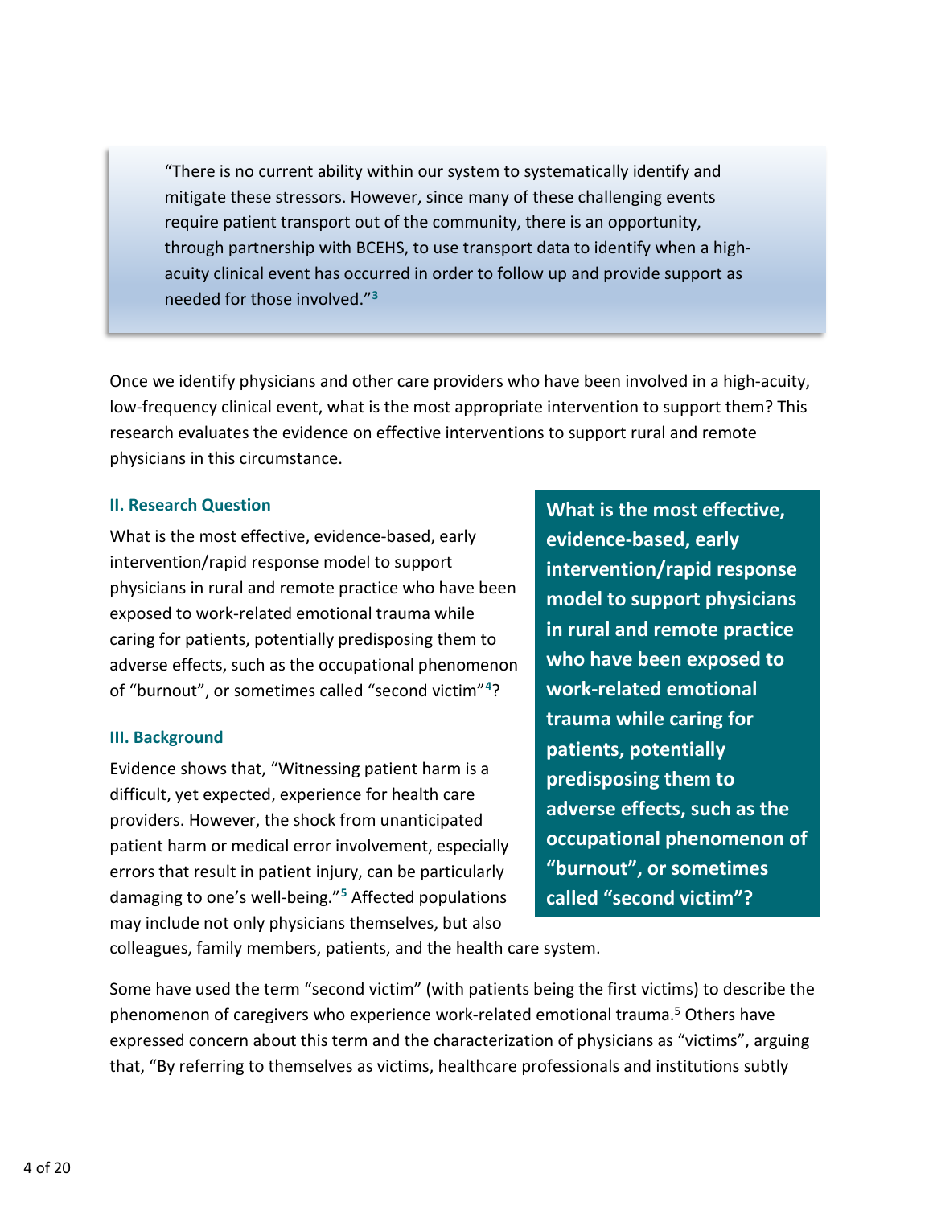> "There is no current ability within our system to systematically identify and mitigate these stressors. However, since many of these challenging events require patient transport out of the community, there is an opportunity, through partnership with BCEHS, to use transport data to identify when a high-acuity clinical event has occurred in order to follow up and provide support as needed for those involved."[3]

Once we identify physicians and other care providers who have been involved in a high-acuity, low-frequency clinical event, what is the most appropriate intervention to support them? This research evaluates the evidence on effective interventions to support rural and remote physicians in this circumstance.

### II. Research Question

What is the most effective, evidence-based, early intervention/rapid response model to support physicians in rural and remote practice who have been exposed to work-related emotional trauma while caring for patients, potentially predisposing them to adverse effects, such as the occupational phenomenon of "burnout", or sometimes called "second victim"[4]?

> **What is the most effective, evidence-based, early intervention/rapid response model to support physicians in rural and remote practice who have been exposed to work-related emotional trauma while caring for patients, potentially predisposing them to adverse effects, such as the occupational phenomenon of "burnout", or sometimes called "second victim"?**

### III. Background

Evidence shows that, "Witnessing patient harm is a difficult, yet expected, experience for health care providers. However, the shock from unanticipated patient harm or medical error involvement, especially errors that result in patient injury, can be particularly damaging to one's well-being."[5] Affected populations may include not only physicians themselves, but also colleagues, family members, patients, and the health care system.

Some have used the term "second victim" (with patients being the first victims) to describe the phenomenon of caregivers who experience work-related emotional trauma.[5] Others have expressed concern about this term and the characterization of physicians as "victims", arguing that, "By referring to themselves as victims, healthcare professionals and institutions subtly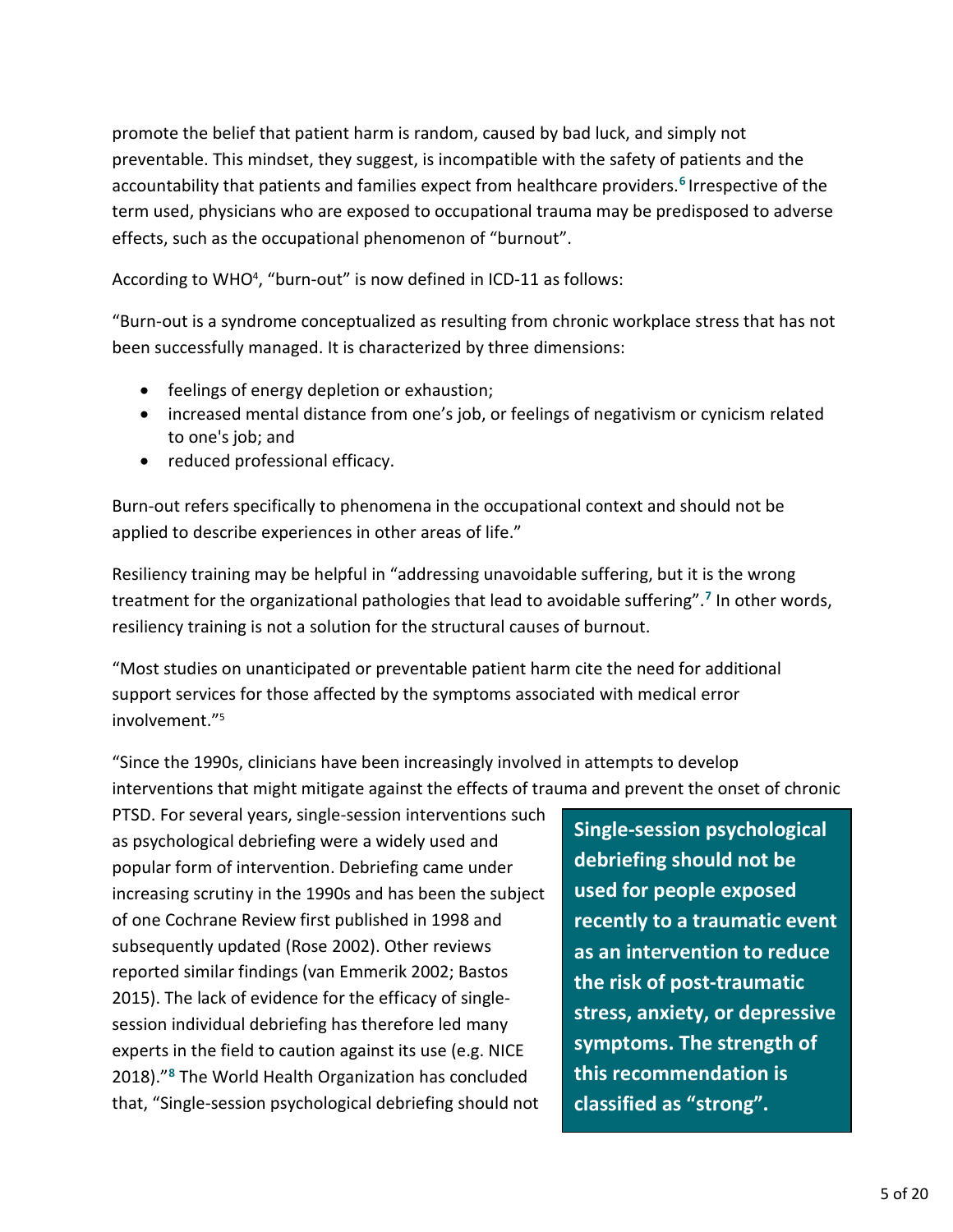promote the belief that patient harm is random, caused by bad luck, and simply not preventable. This mindset, they suggest, is incompatible with the safety of patients and the accountability that patients and families expect from healthcare providers.[6] Irrespective of the term used, physicians who are exposed to occupational trauma may be predisposed to adverse effects, such as the occupational phenomenon of "burnout".

According to WHO[4], "burn-out" is now defined in ICD-11 as follows:

"Burn-out is a syndrome conceptualized as resulting from chronic workplace stress that has not been successfully managed. It is characterized by three dimensions:

- feelings of energy depletion or exhaustion;
- increased mental distance from one's job, or feelings of negativism or cynicism related to one's job; and
- reduced professional efficacy.

Burn-out refers specifically to phenomena in the occupational context and should not be applied to describe experiences in other areas of life."

Resiliency training may be helpful in "addressing unavoidable suffering, but it is the wrong treatment for the organizational pathologies that lead to avoidable suffering".[7] In other words, resiliency training is not a solution for the structural causes of burnout.

"Most studies on unanticipated or preventable patient harm cite the need for additional support services for those affected by the symptoms associated with medical error involvement."[5]

"Since the 1990s, clinicians have been increasingly involved in attempts to develop interventions that might mitigate against the effects of trauma and prevent the onset of chronic PTSD. For several years, single-session interventions such as psychological debriefing were a widely used and popular form of intervention. Debriefing came under increasing scrutiny in the 1990s and has been the subject of one Cochrane Review first published in 1998 and subsequently updated (Rose 2002). Other reviews reported similar findings (van Emmerik 2002; Bastos 2015). The lack of evidence for the efficacy of single-session individual debriefing has therefore led many experts in the field to caution against its use (e.g. NICE 2018)."[8] The World Health Organization has concluded that, "Single-session psychological debriefing should not

**Single-session psychological debriefing should not be used for people exposed recently to a traumatic event as an intervention to reduce the risk of post-traumatic stress, anxiety, or depressive symptoms. The strength of this recommendation is classified as "strong".**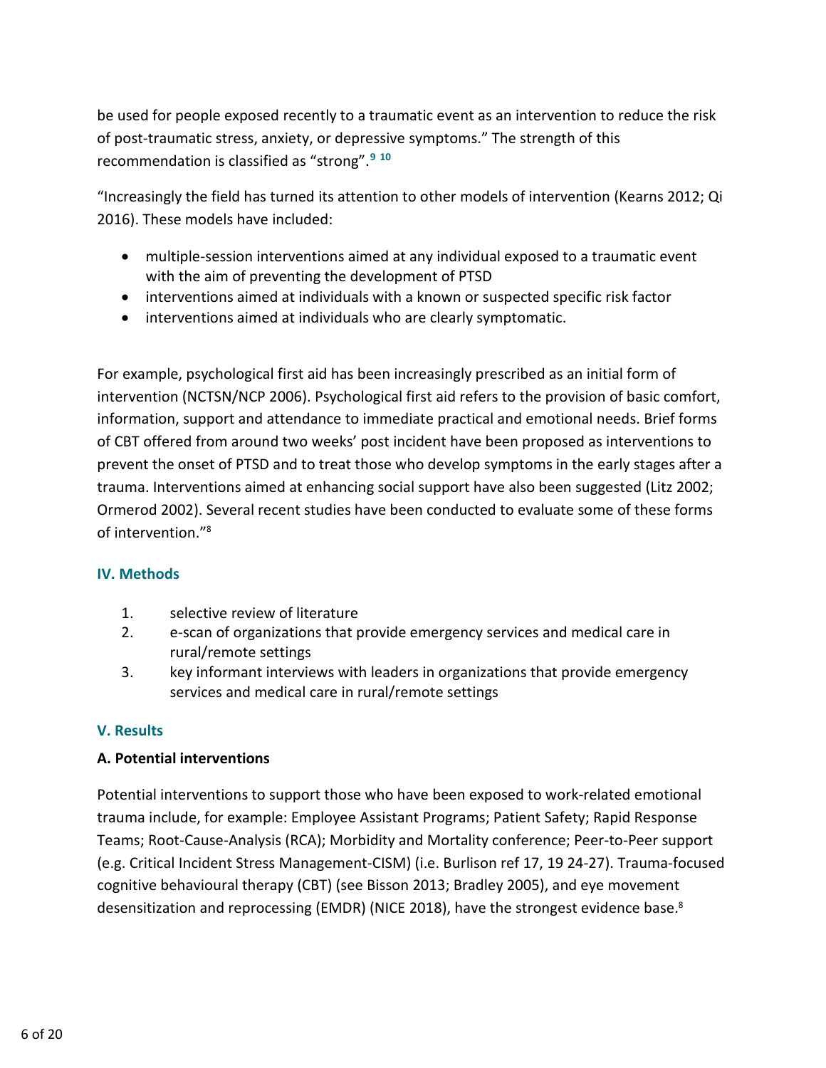be used for people exposed recently to a traumatic event as an intervention to reduce the risk of post-traumatic stress, anxiety, or depressive symptoms." The strength of this recommendation is classified as "strong".[9] [10]

"Increasingly the field has turned its attention to other models of intervention (Kearns 2012; Qi 2016). These models have included:

- multiple-session interventions aimed at any individual exposed to a traumatic event with the aim of preventing the development of PTSD
- interventions aimed at individuals with a known or suspected specific risk factor
- interventions aimed at individuals who are clearly symptomatic.

For example, psychological first aid has been increasingly prescribed as an initial form of intervention (NCTSN/NCP 2006). Psychological first aid refers to the provision of basic comfort, information, support and attendance to immediate practical and emotional needs. Brief forms of CBT offered from around two weeks' post incident have been proposed as interventions to prevent the onset of PTSD and to treat those who develop symptoms in the early stages after a trauma. Interventions aimed at enhancing social support have also been suggested (Litz 2002; Ormerod 2002). Several recent studies have been conducted to evaluate some of these forms of intervention."[8]

## IV. Methods

1. selective review of literature
2. e-scan of organizations that provide emergency services and medical care in rural/remote settings
3. key informant interviews with leaders in organizations that provide emergency services and medical care in rural/remote settings

## V. Results

### A. Potential interventions

Potential interventions to support those who have been exposed to work-related emotional trauma include, for example: Employee Assistant Programs; Patient Safety; Rapid Response Teams; Root-Cause-Analysis (RCA); Morbidity and Mortality conference; Peer-to-Peer support (e.g. Critical Incident Stress Management-CISM) (i.e. Burlison ref 17, 19 24-27). Trauma-focused cognitive behavioural therapy (CBT) (see Bisson 2013; Bradley 2005), and eye movement desensitization and reprocessing (EMDR) (NICE 2018), have the strongest evidence base.[8]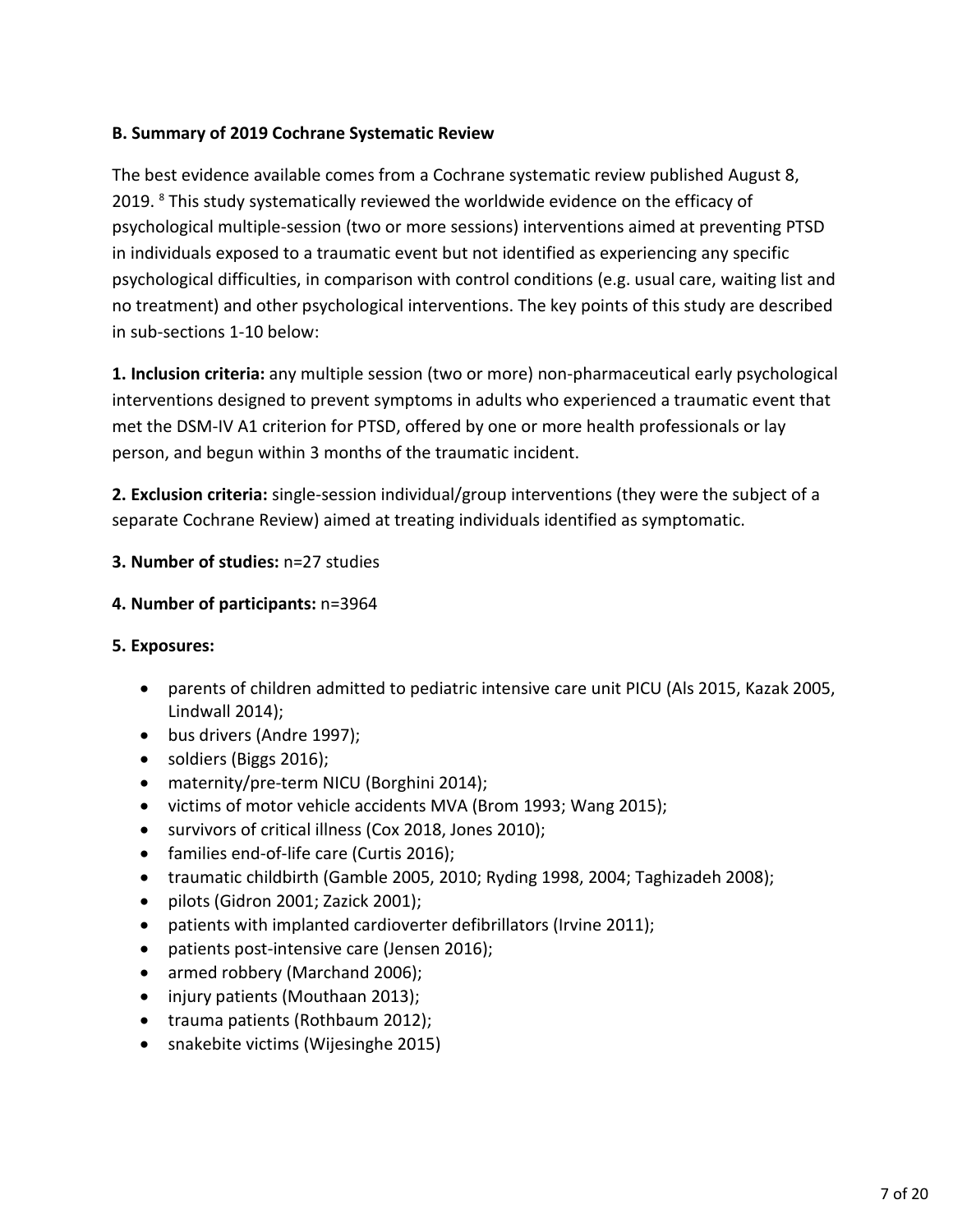**B. Summary of 2019 Cochrane Systematic Review**

The best evidence available comes from a Cochrane systematic review published August 8, 2019. [8] This study systematically reviewed the worldwide evidence on the efficacy of psychological multiple-session (two or more sessions) interventions aimed at preventing PTSD in individuals exposed to a traumatic event but not identified as experiencing any specific psychological difficulties, in comparison with control conditions (e.g. usual care, waiting list and no treatment) and other psychological interventions. The key points of this study are described in sub-sections 1-10 below:

**1. Inclusion criteria:** any multiple session (two or more) non-pharmaceutical early psychological interventions designed to prevent symptoms in adults who experienced a traumatic event that met the DSM-IV A1 criterion for PTSD, offered by one or more health professionals or lay person, and begun within 3 months of the traumatic incident.

**2. Exclusion criteria:** single-session individual/group interventions (they were the subject of a separate Cochrane Review) aimed at treating individuals identified as symptomatic.

**3. Number of studies:** n=27 studies

**4. Number of participants:** n=3964

**5. Exposures:**

- parents of children admitted to pediatric intensive care unit PICU (Als 2015, Kazak 2005, Lindwall 2014);
- bus drivers (Andre 1997);
- soldiers (Biggs 2016);
- maternity/pre-term NICU (Borghini 2014);
- victims of motor vehicle accidents MVA (Brom 1993; Wang 2015);
- survivors of critical illness (Cox 2018, Jones 2010);
- families end-of-life care (Curtis 2016);
- traumatic childbirth (Gamble 2005, 2010; Ryding 1998, 2004; Taghizadeh 2008);
- pilots (Gidron 2001; Zazick 2001);
- patients with implanted cardioverter defibrillators (Irvine 2011);
- patients post-intensive care (Jensen 2016);
- armed robbery (Marchand 2006);
- injury patients (Mouthaan 2013);
- trauma patients (Rothbaum 2012);
- snakebite victims (Wijesinghe 2015)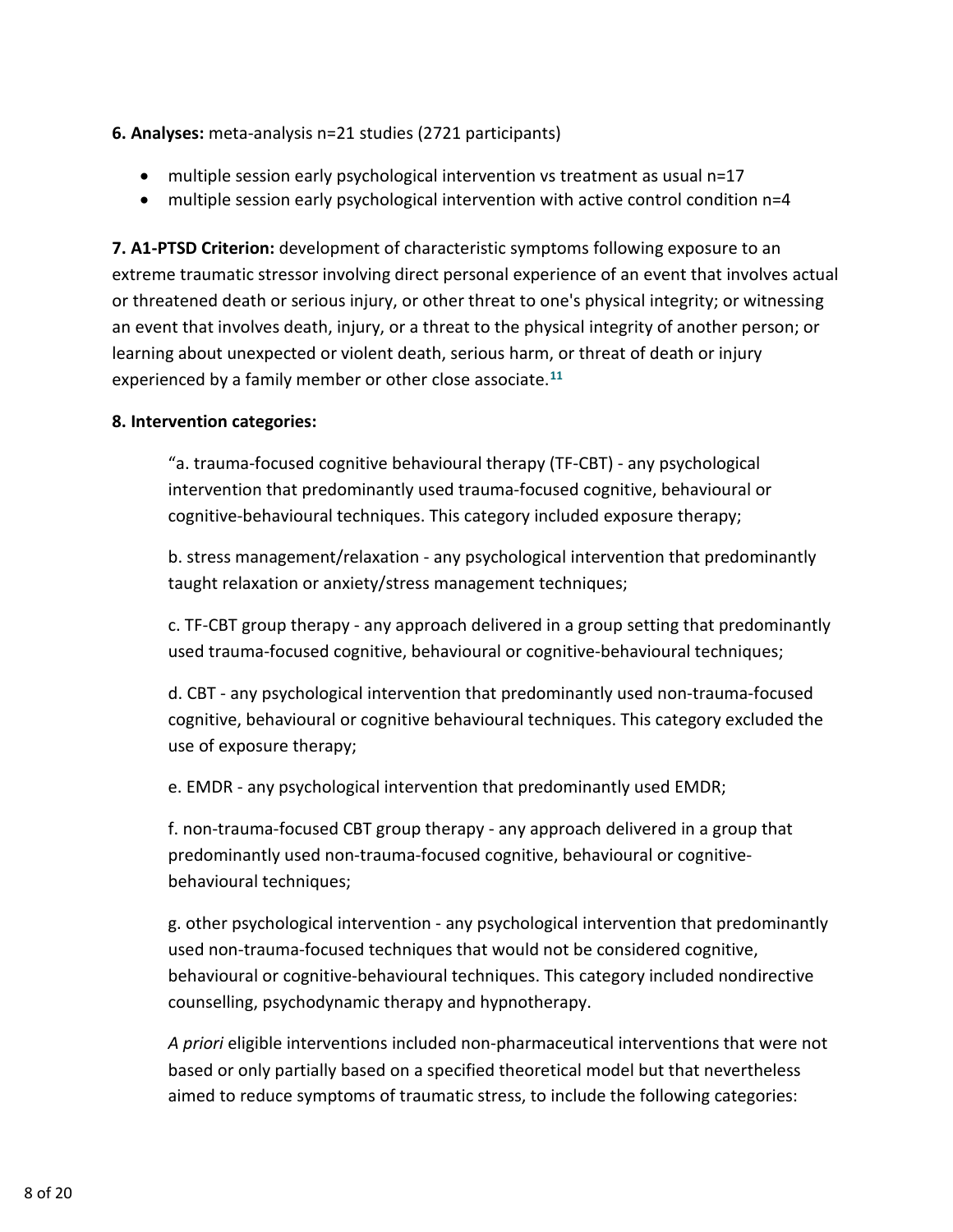**6. Analyses:** meta-analysis n=21 studies (2721 participants)

- multiple session early psychological intervention vs treatment as usual n=17
- multiple session early psychological intervention with active control condition n=4

**7. A1-PTSD Criterion:** development of characteristic symptoms following exposure to an extreme traumatic stressor involving direct personal experience of an event that involves actual or threatened death or serious injury, or other threat to one's physical integrity; or witnessing an event that involves death, injury, or a threat to the physical integrity of another person; or learning about unexpected or violent death, serious harm, or threat of death or injury experienced by a family member or other close associate.[11]

**8. Intervention categories:**

> "a. trauma-focused cognitive behavioural therapy (TF-CBT) - any psychological intervention that predominantly used trauma-focused cognitive, behavioural or cognitive-behavioural techniques. This category included exposure therapy;
>
> b. stress management/relaxation - any psychological intervention that predominantly taught relaxation or anxiety/stress management techniques;
>
> c. TF-CBT group therapy - any approach delivered in a group setting that predominantly used trauma-focused cognitive, behavioural or cognitive-behavioural techniques;
>
> d. CBT - any psychological intervention that predominantly used non-trauma-focused cognitive, behavioural or cognitive behavioural techniques. This category excluded the use of exposure therapy;
>
> e. EMDR - any psychological intervention that predominantly used EMDR;
>
> f. non-trauma-focused CBT group therapy - any approach delivered in a group that predominantly used non-trauma-focused cognitive, behavioural or cognitive-behavioural techniques;
>
> g. other psychological intervention - any psychological intervention that predominantly used non-trauma-focused techniques that would not be considered cognitive, behavioural or cognitive-behavioural techniques. This category included nondirective counselling, psychodynamic therapy and hypnotherapy.
>
> *A priori* eligible interventions included non-pharmaceutical interventions that were not based or only partially based on a specified theoretical model but that nevertheless aimed to reduce symptoms of traumatic stress, to include the following categories: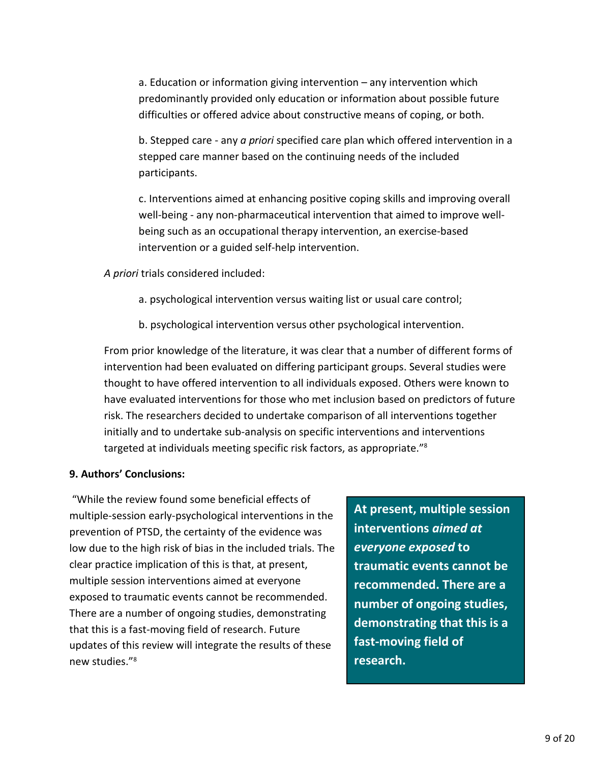a. Education or information giving intervention – any intervention which predominantly provided only education or information about possible future difficulties or offered advice about constructive means of coping, or both.

b. Stepped care - any *a priori* specified care plan which offered intervention in a stepped care manner based on the continuing needs of the included participants.

c. Interventions aimed at enhancing positive coping skills and improving overall well-being - any non-pharmaceutical intervention that aimed to improve well-being such as an occupational therapy intervention, an exercise-based intervention or a guided self-help intervention.

*A priori* trials considered included:

a. psychological intervention versus waiting list or usual care control;

b. psychological intervention versus other psychological intervention.

From prior knowledge of the literature, it was clear that a number of different forms of intervention had been evaluated on differing participant groups. Several studies were thought to have offered intervention to all individuals exposed. Others were known to have evaluated interventions for those who met inclusion based on predictors of future risk. The researchers decided to undertake comparison of all interventions together initially and to undertake sub-analysis on specific interventions and interventions targeted at individuals meeting specific risk factors, as appropriate."[8]

**9. Authors' Conclusions:**

"While the review found some beneficial effects of multiple-session early-psychological interventions in the prevention of PTSD, the certainty of the evidence was low due to the high risk of bias in the included trials. The clear practice implication of this is that, at present, multiple session interventions aimed at everyone exposed to traumatic events cannot be recommended. There are a number of ongoing studies, demonstrating that this is a fast-moving field of research. Future updates of this review will integrate the results of these new studies."[8]

**At present, multiple session interventions *aimed at everyone exposed* to traumatic events cannot be recommended. There are a number of ongoing studies, demonstrating that this is a fast-moving field of research.**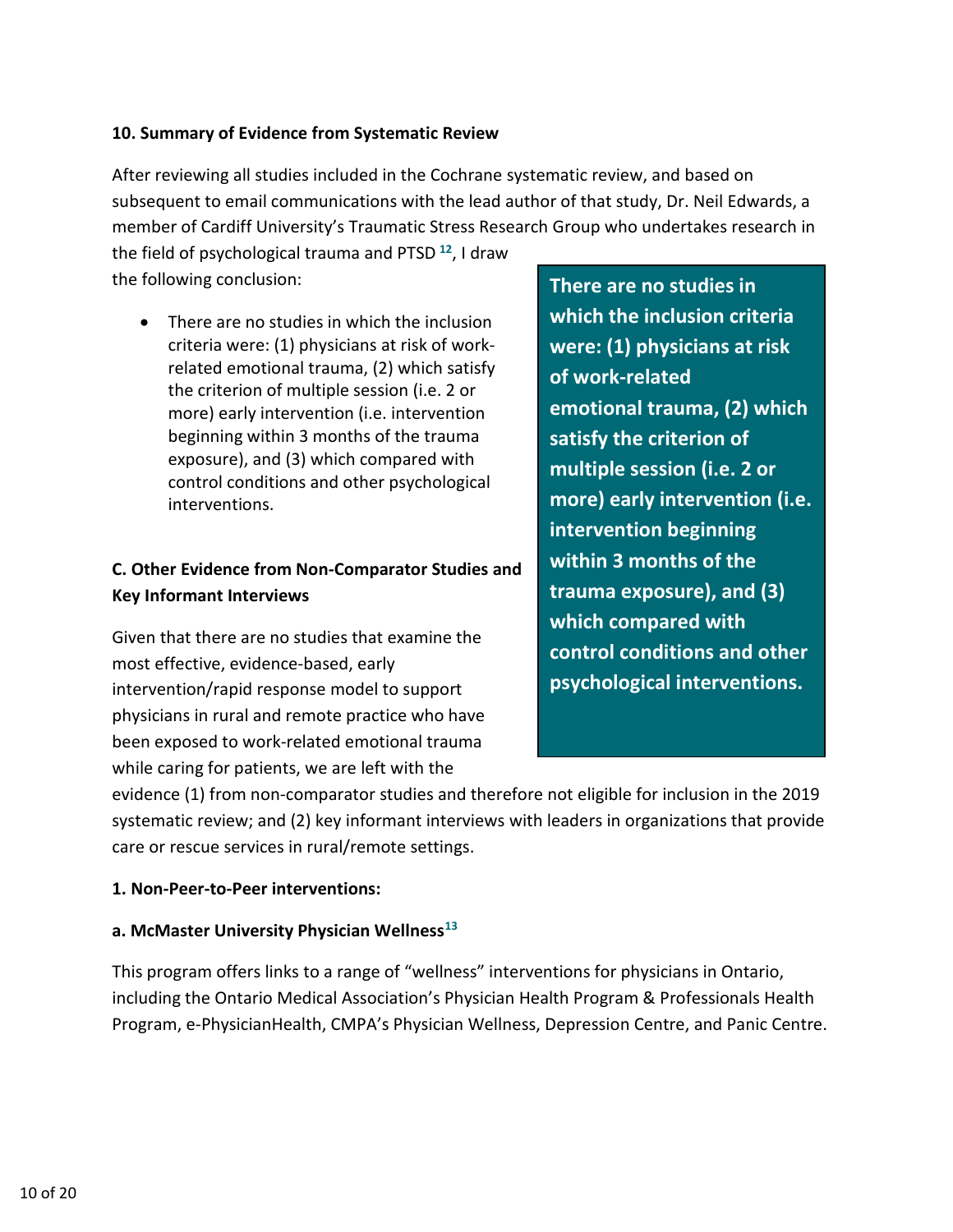**10. Summary of Evidence from Systematic Review**

After reviewing all studies included in the Cochrane systematic review, and based on subsequent to email communications with the lead author of that study, Dr. Neil Edwards, a member of Cardiff University's Traumatic Stress Research Group who undertakes research in the field of psychological trauma and PTSD [12], I draw the following conclusion:

- There are no studies in which the inclusion criteria were: (1) physicians at risk of work-related emotional trauma, (2) which satisfy the criterion of multiple session (i.e. 2 or more) early intervention (i.e. intervention beginning within 3 months of the trauma exposure), and (3) which compared with control conditions and other psychological interventions.

**There are no studies in which the inclusion criteria were: (1) physicians at risk of work-related emotional trauma, (2) which satisfy the criterion of multiple session (i.e. 2 or more) early intervention (i.e. intervention beginning within 3 months of the trauma exposure), and (3) which compared with control conditions and other psychological interventions.**

## C. Other Evidence from Non-Comparator Studies and Key Informant Interviews

Given that there are no studies that examine the most effective, evidence-based, early intervention/rapid response model to support physicians in rural and remote practice who have been exposed to work-related emotional trauma while caring for patients, we are left with the evidence (1) from non-comparator studies and therefore not eligible for inclusion in the 2019 systematic review; and (2) key informant interviews with leaders in organizations that provide care or rescue services in rural/remote settings.

**1. Non-Peer-to-Peer interventions:**

**a. McMaster University Physician Wellness[13]**

This program offers links to a range of "wellness" interventions for physicians in Ontario, including the Ontario Medical Association's Physician Health Program & Professionals Health Program, e-PhysicianHealth, CMPA's Physician Wellness, Depression Centre, and Panic Centre.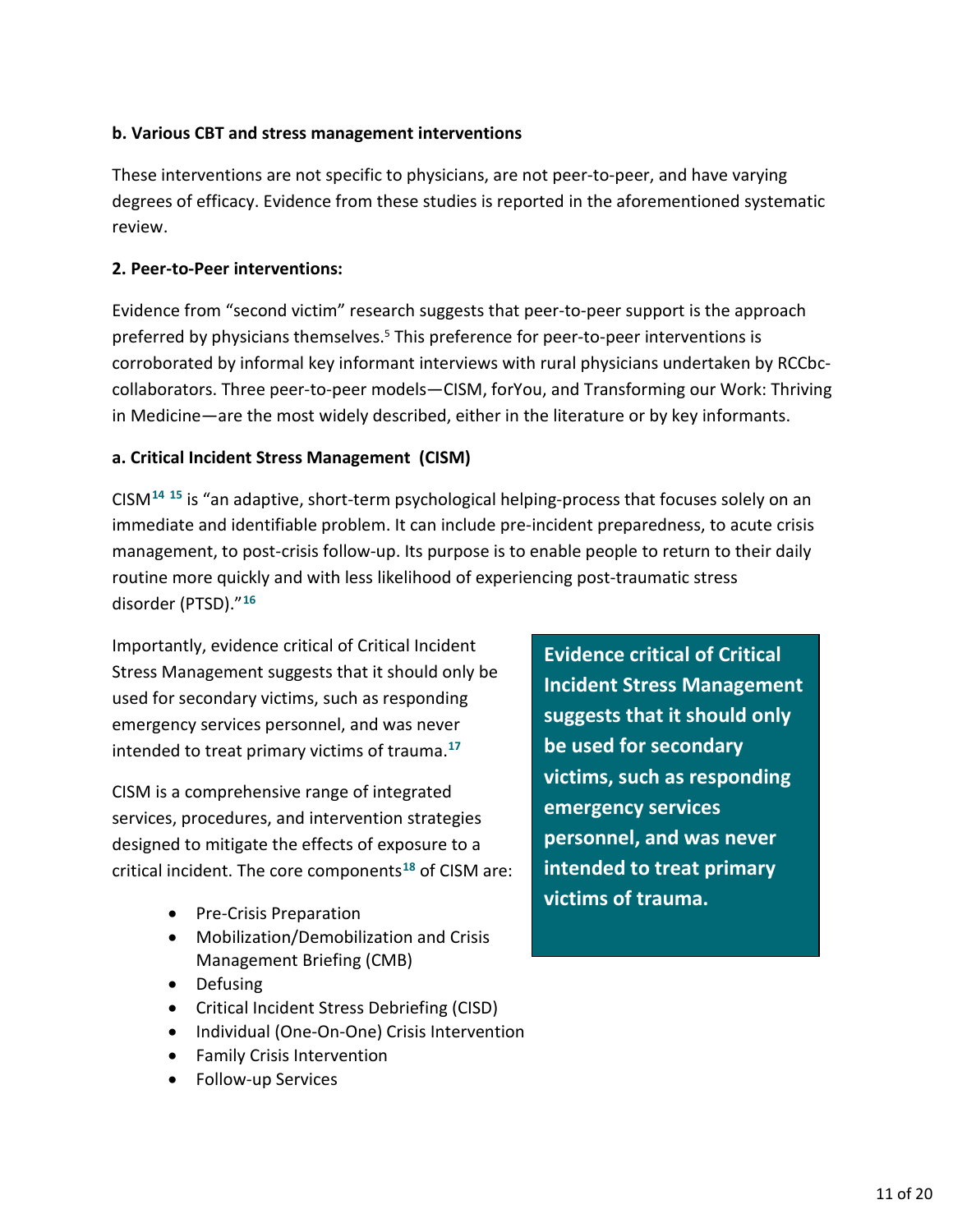**b. Various CBT and stress management interventions**

These interventions are not specific to physicians, are not peer-to-peer, and have varying degrees of efficacy. Evidence from these studies is reported in the aforementioned systematic review.

**2. Peer-to-Peer interventions:**

Evidence from "second victim" research suggests that peer-to-peer support is the approach preferred by physicians themselves.[5] This preference for peer-to-peer interventions is corroborated by informal key informant interviews with rural physicians undertaken by RCCbc-collaborators. Three peer-to-peer models—CISM, forYou, and Transforming our Work: Thriving in Medicine—are the most widely described, either in the literature or by key informants.

**a. Critical Incident Stress Management (CISM)**

CISM[14] [15] is "an adaptive, short-term psychological helping-process that focuses solely on an immediate and identifiable problem. It can include pre-incident preparedness, to acute crisis management, to post-crisis follow-up. Its purpose is to enable people to return to their daily routine more quickly and with less likelihood of experiencing post-traumatic stress disorder (PTSD)."[16]

Importantly, evidence critical of Critical Incident Stress Management suggests that it should only be used for secondary victims, such as responding emergency services personnel, and was never intended to treat primary victims of trauma.[17]

> **Evidence critical of Critical Incident Stress Management suggests that it should only be used for secondary victims, such as responding emergency services personnel, and was never intended to treat primary victims of trauma.**

CISM is a comprehensive range of integrated services, procedures, and intervention strategies designed to mitigate the effects of exposure to a critical incident. The core components[18] of CISM are:

- Pre-Crisis Preparation
- Mobilization/Demobilization and Crisis Management Briefing (CMB)
- Defusing
- Critical Incident Stress Debriefing (CISD)
- Individual (One-On-One) Crisis Intervention
- Family Crisis Intervention
- Follow-up Services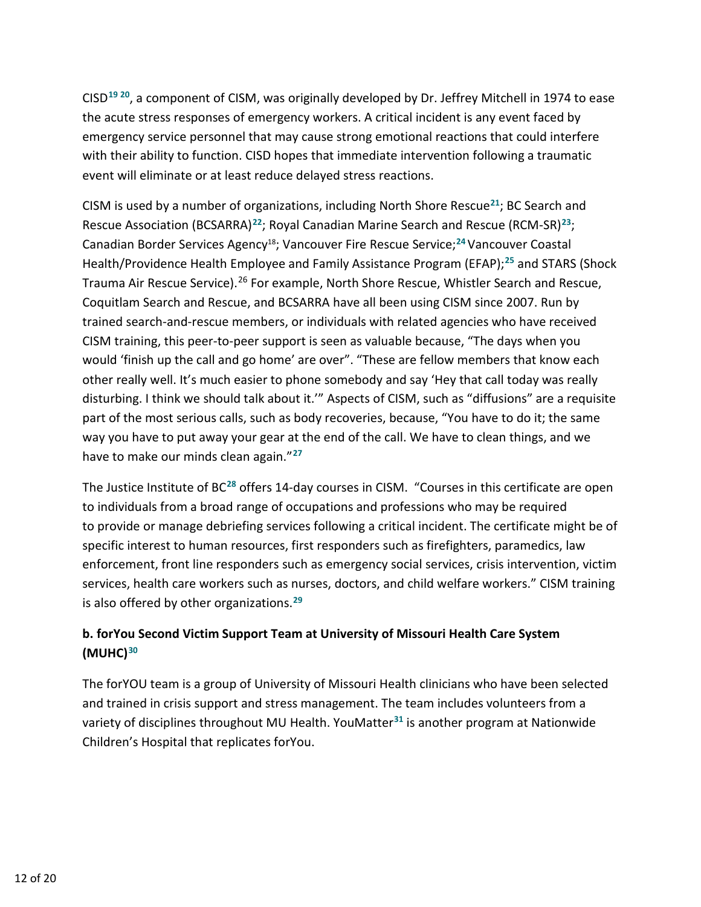CISD[19 20], a component of CISM, was originally developed by Dr. Jeffrey Mitchell in 1974 to ease the acute stress responses of emergency workers. A critical incident is any event faced by emergency service personnel that may cause strong emotional reactions that could interfere with their ability to function. CISD hopes that immediate intervention following a traumatic event will eliminate or at least reduce delayed stress reactions.

CISM is used by a number of organizations, including North Shore Rescue[21]; BC Search and Rescue Association (BCSARRA)[22]; Royal Canadian Marine Search and Rescue (RCM-SR)[23]; Canadian Border Services Agency[18]; Vancouver Fire Rescue Service;[24] Vancouver Coastal Health/Providence Health Employee and Family Assistance Program (EFAP);[25] and STARS (Shock Trauma Air Rescue Service).[26] For example, North Shore Rescue, Whistler Search and Rescue, Coquitlam Search and Rescue, and BCSARRA have all been using CISM since 2007. Run by trained search-and-rescue members, or individuals with related agencies who have received CISM training, this peer-to-peer support is seen as valuable because, "The days when you would 'finish up the call and go home' are over". "These are fellow members that know each other really well. It's much easier to phone somebody and say 'Hey that call today was really disturbing. I think we should talk about it.'" Aspects of CISM, such as "diffusions" are a requisite part of the most serious calls, such as body recoveries, because, "You have to do it; the same way you have to put away your gear at the end of the call. We have to clean things, and we have to make our minds clean again."[27]

The Justice Institute of BC[28] offers 14-day courses in CISM. "Courses in this certificate are open to individuals from a broad range of occupations and professions who may be required to provide or manage debriefing services following a critical incident. The certificate might be of specific interest to human resources, first responders such as firefighters, paramedics, law enforcement, front line responders such as emergency social services, crisis intervention, victim services, health care workers such as nurses, doctors, and child welfare workers." CISM training is also offered by other organizations.[29]

### b. forYou Second Victim Support Team at University of Missouri Health Care System (MUHC)[30]

The forYOU team is a group of University of Missouri Health clinicians who have been selected and trained in crisis support and stress management. The team includes volunteers from a variety of disciplines throughout MU Health. YouMatter[31] is another program at Nationwide Children's Hospital that replicates forYou.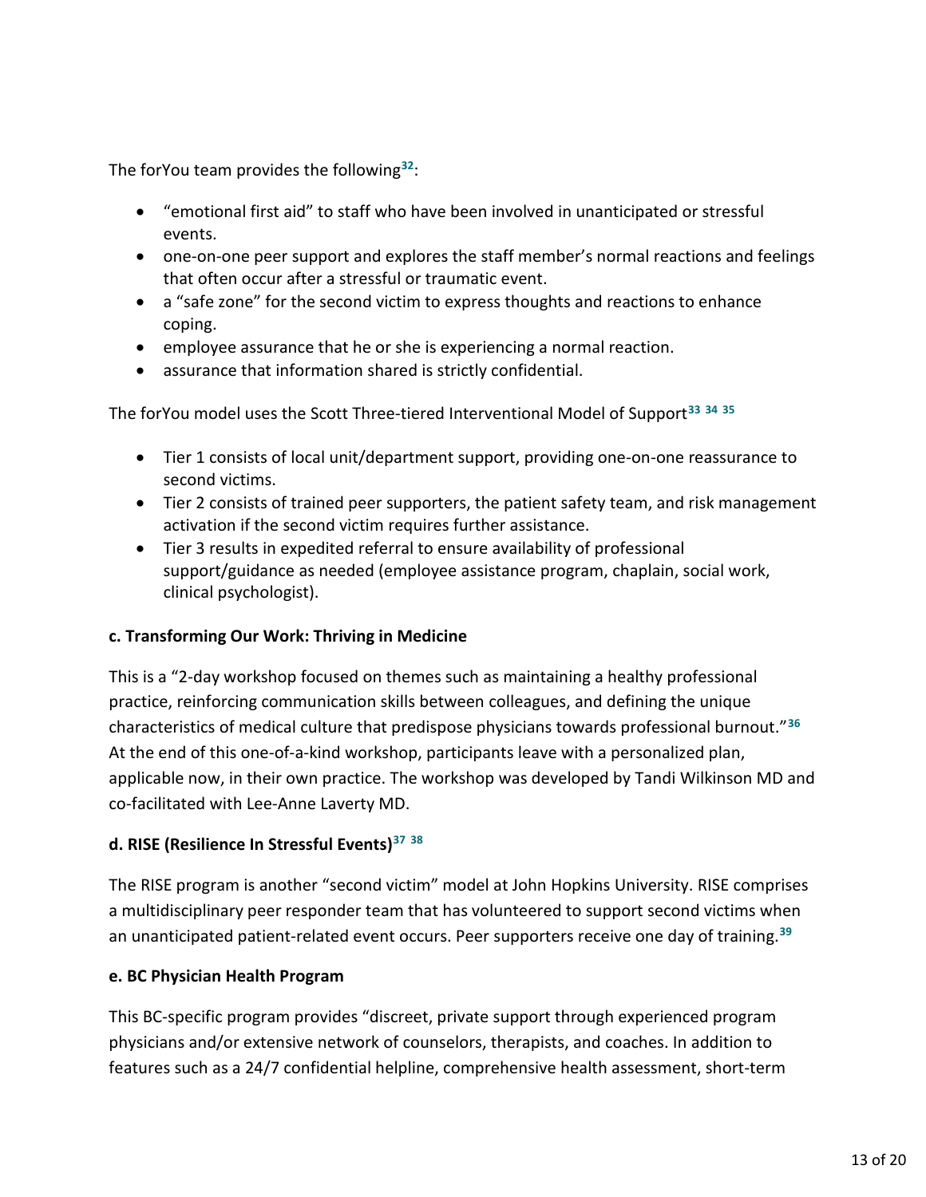The forYou team provides the following[32]:

- "emotional first aid" to staff who have been involved in unanticipated or stressful events.
- one-on-one peer support and explores the staff member's normal reactions and feelings that often occur after a stressful or traumatic event.
- a "safe zone" for the second victim to express thoughts and reactions to enhance coping.
- employee assurance that he or she is experiencing a normal reaction.
- assurance that information shared is strictly confidential.

The forYou model uses the Scott Three-tiered Interventional Model of Support[33] [34] [35]

- Tier 1 consists of local unit/department support, providing one-on-one reassurance to second victims.
- Tier 2 consists of trained peer supporters, the patient safety team, and risk management activation if the second victim requires further assistance.
- Tier 3 results in expedited referral to ensure availability of professional support/guidance as needed (employee assistance program, chaplain, social work, clinical psychologist).

**c. Transforming Our Work: Thriving in Medicine**

This is a "2-day workshop focused on themes such as maintaining a healthy professional practice, reinforcing communication skills between colleagues, and defining the unique characteristics of medical culture that predispose physicians towards professional burnout."[36] At the end of this one-of-a-kind workshop, participants leave with a personalized plan, applicable now, in their own practice. The workshop was developed by Tandi Wilkinson MD and co-facilitated with Lee-Anne Laverty MD.

**d. RISE (Resilience In Stressful Events)[37] [38]**

The RISE program is another "second victim" model at John Hopkins University. RISE comprises a multidisciplinary peer responder team that has volunteered to support second victims when an unanticipated patient-related event occurs. Peer supporters receive one day of training.[39]

**e. BC Physician Health Program**

This BC-specific program provides "discreet, private support through experienced program physicians and/or extensive network of counselors, therapists, and coaches. In addition to features such as a 24/7 confidential helpline, comprehensive health assessment, short-term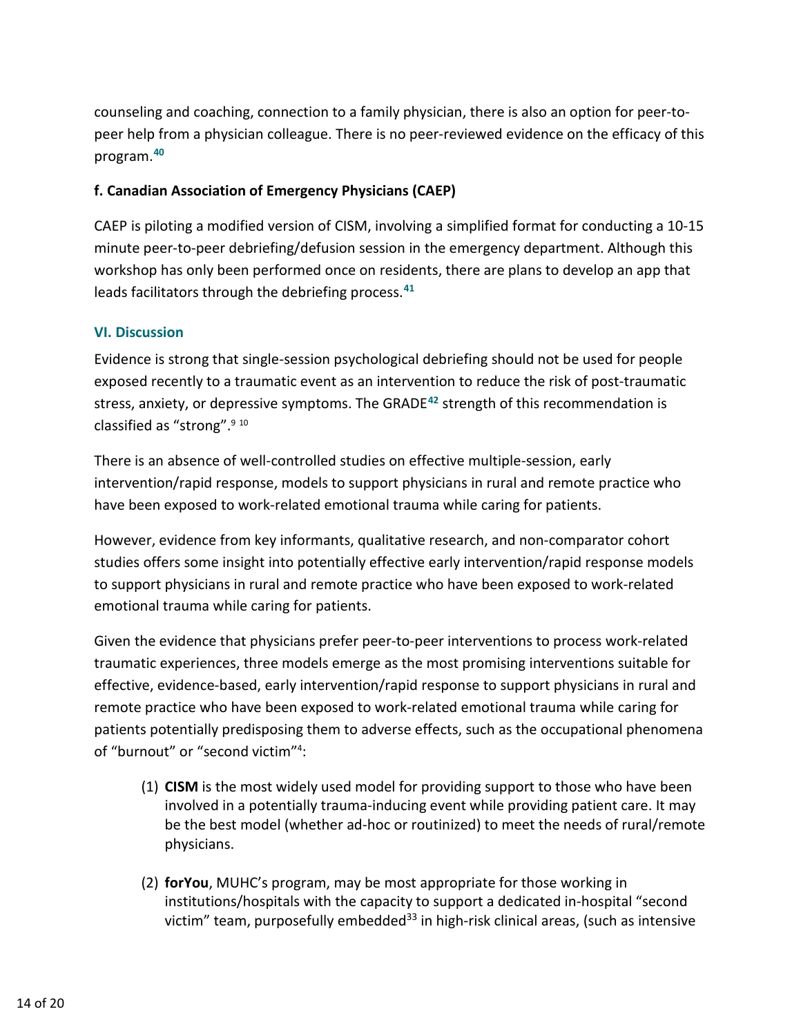counseling and coaching, connection to a family physician, there is also an option for peer-to-peer help from a physician colleague. There is no peer-reviewed evidence on the efficacy of this program.[40]

**f. Canadian Association of Emergency Physicians (CAEP)**

CAEP is piloting a modified version of CISM, involving a simplified format for conducting a 10-15 minute peer-to-peer debriefing/defusion session in the emergency department. Although this workshop has only been performed once on residents, there are plans to develop an app that leads facilitators through the debriefing process.[41]

### VI. Discussion

Evidence is strong that single-session psychological debriefing should not be used for people exposed recently to a traumatic event as an intervention to reduce the risk of post-traumatic stress, anxiety, or depressive symptoms. The GRADE[42] strength of this recommendation is classified as "strong".[9 10]

There is an absence of well-controlled studies on effective multiple-session, early intervention/rapid response, models to support physicians in rural and remote practice who have been exposed to work-related emotional trauma while caring for patients.

However, evidence from key informants, qualitative research, and non-comparator cohort studies offers some insight into potentially effective early intervention/rapid response models to support physicians in rural and remote practice who have been exposed to work-related emotional trauma while caring for patients.

Given the evidence that physicians prefer peer-to-peer interventions to process work-related traumatic experiences, three models emerge as the most promising interventions suitable for effective, evidence-based, early intervention/rapid response to support physicians in rural and remote practice who have been exposed to work-related emotional trauma while caring for patients potentially predisposing them to adverse effects, such as the occupational phenomena of "burnout" or "second victim"[4]:

(1) **CISM** is the most widely used model for providing support to those who have been involved in a potentially trauma-inducing event while providing patient care. It may be the best model (whether ad-hoc or routinized) to meet the needs of rural/remote physicians.

(2) **forYou**, MUHC's program, may be most appropriate for those working in institutions/hospitals with the capacity to support a dedicated in-hospital "second victim" team, purposefully embedded[33] in high-risk clinical areas, (such as intensive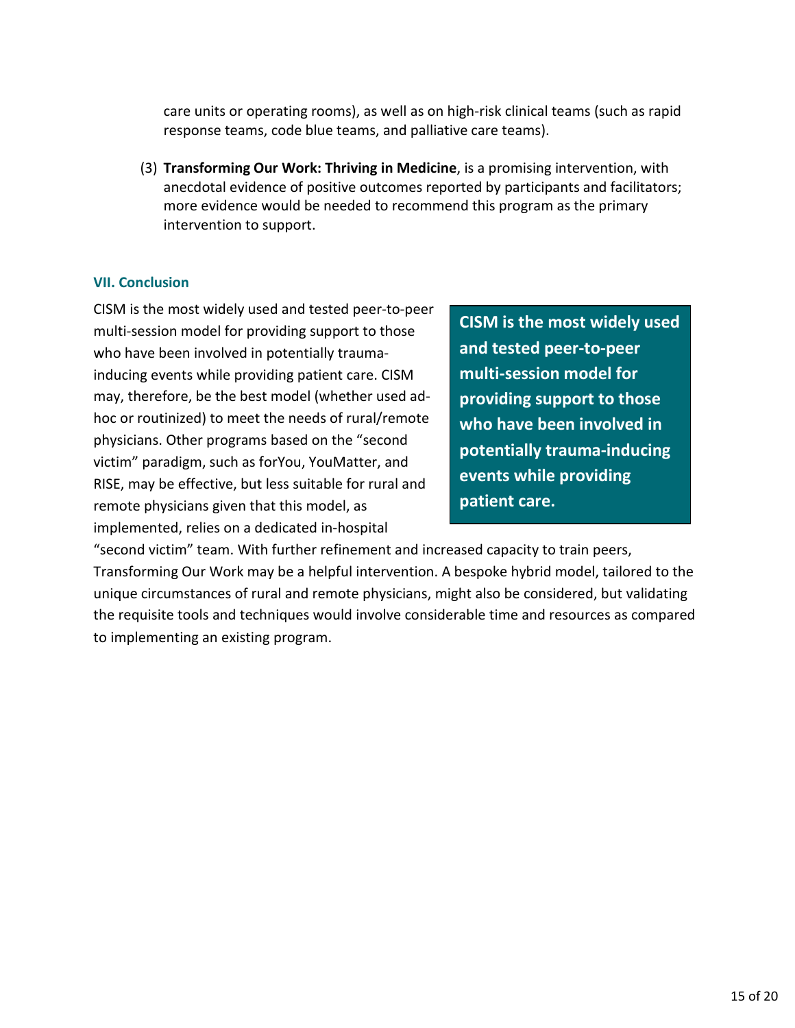care units or operating rooms), as well as on high-risk clinical teams (such as rapid response teams, code blue teams, and palliative care teams).

(3) **Transforming Our Work: Thriving in Medicine**, is a promising intervention, with anecdotal evidence of positive outcomes reported by participants and facilitators; more evidence would be needed to recommend this program as the primary intervention to support.

## VII. Conclusion

CISM is the most widely used and tested peer-to-peer multi-session model for providing support to those who have been involved in potentially trauma-inducing events while providing patient care. CISM may, therefore, be the best model (whether used ad-hoc or routinized) to meet the needs of rural/remote physicians. Other programs based on the "second victim" paradigm, such as forYou, YouMatter, and RISE, may be effective, but less suitable for rural and remote physicians given that this model, as implemented, relies on a dedicated in-hospital "second victim" team. With further refinement and increased capacity to train peers, Transforming Our Work may be a helpful intervention. A bespoke hybrid model, tailored to the unique circumstances of rural and remote physicians, might also be considered, but validating the requisite tools and techniques would involve considerable time and resources as compared to implementing an existing program.

> **CISM is the most widely used and tested peer-to-peer multi-session model for providing support to those who have been involved in potentially trauma-inducing events while providing patient care.**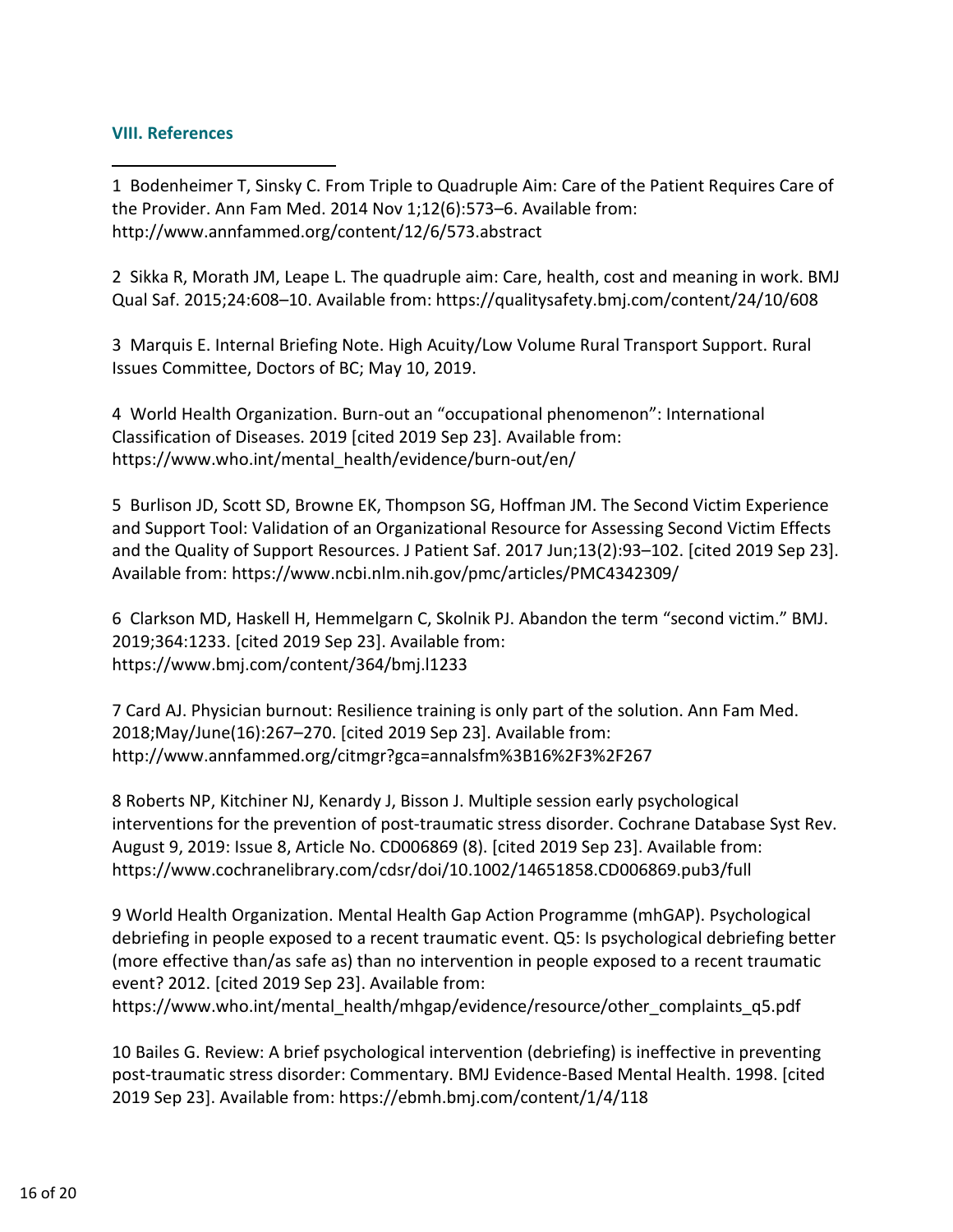### VIII. References

1 Bodenheimer T, Sinsky C. From Triple to Quadruple Aim: Care of the Patient Requires Care of the Provider. Ann Fam Med. 2014 Nov 1;12(6):573–6. Available from: http://www.annfammed.org/content/12/6/573.abstract

2 Sikka R, Morath JM, Leape L. The quadruple aim: Care, health, cost and meaning in work. BMJ Qual Saf. 2015;24:608–10. Available from: https://qualitysafety.bmj.com/content/24/10/608

3 Marquis E. Internal Briefing Note. High Acuity/Low Volume Rural Transport Support. Rural Issues Committee, Doctors of BC; May 10, 2019.

4 World Health Organization. Burn-out an "occupational phenomenon": International Classification of Diseases. 2019 [cited 2019 Sep 23]. Available from: https://www.who.int/mental_health/evidence/burn-out/en/

5 Burlison JD, Scott SD, Browne EK, Thompson SG, Hoffman JM. The Second Victim Experience and Support Tool: Validation of an Organizational Resource for Assessing Second Victim Effects and the Quality of Support Resources. J Patient Saf. 2017 Jun;13(2):93–102. [cited 2019 Sep 23]. Available from: https://www.ncbi.nlm.nih.gov/pmc/articles/PMC4342309/

6 Clarkson MD, Haskell H, Hemmelgarn C, Skolnik PJ. Abandon the term "second victim." BMJ. 2019;364:1233. [cited 2019 Sep 23]. Available from: https://www.bmj.com/content/364/bmj.l1233

7 Card AJ. Physician burnout: Resilience training is only part of the solution. Ann Fam Med. 2018;May/June(16):267–270. [cited 2019 Sep 23]. Available from: http://www.annfammed.org/citmgr?gca=annalsfm%3B16%2F3%2F267

8 Roberts NP, Kitchiner NJ, Kenardy J, Bisson J. Multiple session early psychological interventions for the prevention of post-traumatic stress disorder. Cochrane Database Syst Rev. August 9, 2019: Issue 8, Article No. CD006869 (8). [cited 2019 Sep 23]. Available from: https://www.cochranelibrary.com/cdsr/doi/10.1002/14651858.CD006869.pub3/full

9 World Health Organization. Mental Health Gap Action Programme (mhGAP). Psychological debriefing in people exposed to a recent traumatic event. Q5: Is psychological debriefing better (more effective than/as safe as) than no intervention in people exposed to a recent traumatic event? 2012. [cited 2019 Sep 23]. Available from: https://www.who.int/mental_health/mhgap/evidence/resource/other_complaints_q5.pdf

10 Bailes G. Review: A brief psychological intervention (debriefing) is ineffective in preventing post-traumatic stress disorder: Commentary. BMJ Evidence-Based Mental Health. 1998. [cited 2019 Sep 23]. Available from: https://ebmh.bmj.com/content/1/4/118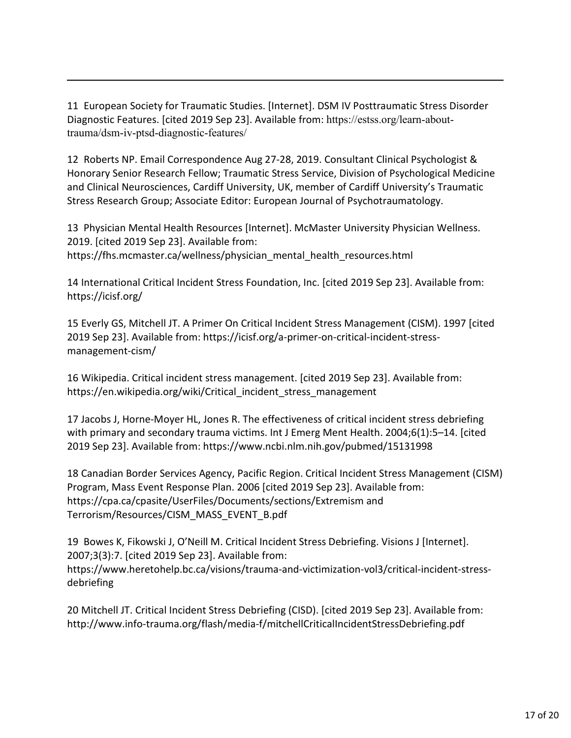11 European Society for Traumatic Studies. [Internet]. DSM IV Posttraumatic Stress Disorder Diagnostic Features. [cited 2019 Sep 23]. Available from: https://estss.org/learn-about-trauma/dsm-iv-ptsd-diagnostic-features/

12 Roberts NP. Email Correspondence Aug 27-28, 2019. Consultant Clinical Psychologist & Honorary Senior Research Fellow; Traumatic Stress Service, Division of Psychological Medicine and Clinical Neurosciences, Cardiff University, UK, member of Cardiff University's Traumatic Stress Research Group; Associate Editor: European Journal of Psychotraumatology.

13 Physician Mental Health Resources [Internet]. McMaster University Physician Wellness. 2019. [cited 2019 Sep 23]. Available from: https://fhs.mcmaster.ca/wellness/physician_mental_health_resources.html

14 International Critical Incident Stress Foundation, Inc. [cited 2019 Sep 23]. Available from: https://icisf.org/

15 Everly GS, Mitchell JT. A Primer On Critical Incident Stress Management (CISM). 1997 [cited 2019 Sep 23]. Available from: https://icisf.org/a-primer-on-critical-incident-stress-management-cism/

16 Wikipedia. Critical incident stress management. [cited 2019 Sep 23]. Available from: https://en.wikipedia.org/wiki/Critical_incident_stress_management

17 Jacobs J, Horne-Moyer HL, Jones R. The effectiveness of critical incident stress debriefing with primary and secondary trauma victims. Int J Emerg Ment Health. 2004;6(1):5–14. [cited 2019 Sep 23]. Available from: https://www.ncbi.nlm.nih.gov/pubmed/15131998

18 Canadian Border Services Agency, Pacific Region. Critical Incident Stress Management (CISM) Program, Mass Event Response Plan. 2006 [cited 2019 Sep 23]. Available from: https://cpa.ca/cpasite/UserFiles/Documents/sections/Extremism and Terrorism/Resources/CISM_MASS_EVENT_B.pdf

19 Bowes K, Fikowski J, O'Neill M. Critical Incident Stress Debriefing. Visions J [Internet]. 2007;3(3):7. [cited 2019 Sep 23]. Available from: https://www.heretohelp.bc.ca/visions/trauma-and-victimization-vol3/critical-incident-stress-debriefing

20 Mitchell JT. Critical Incident Stress Debriefing (CISD). [cited 2019 Sep 23]. Available from: http://www.info-trauma.org/flash/media-f/mitchellCriticalIncidentStressDebriefing.pdf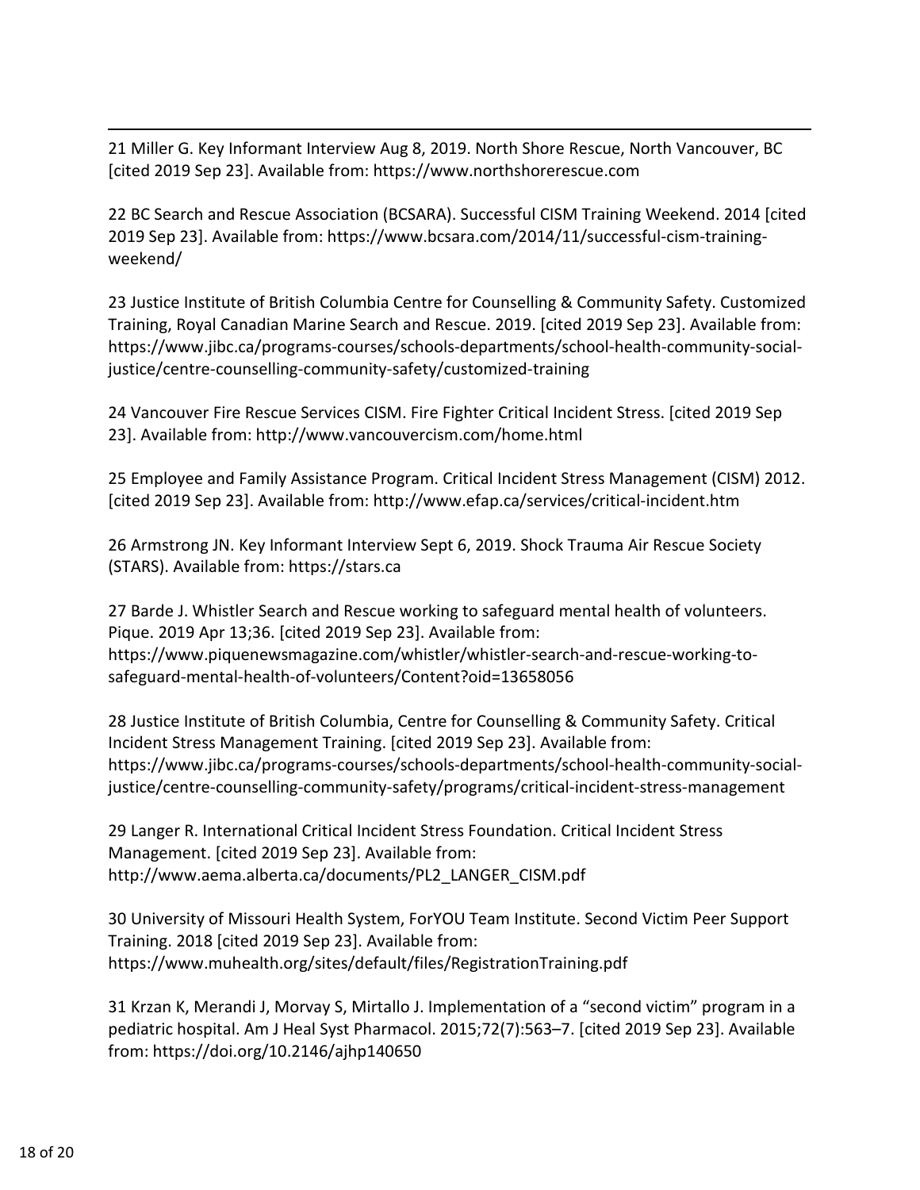21 Miller G. Key Informant Interview Aug 8, 2019. North Shore Rescue, North Vancouver, BC [cited 2019 Sep 23]. Available from: https://www.northshorerescue.com

22 BC Search and Rescue Association (BCSARA). Successful CISM Training Weekend. 2014 [cited 2019 Sep 23]. Available from: https://www.bcsara.com/2014/11/successful-cism-training-weekend/

23 Justice Institute of British Columbia Centre for Counselling & Community Safety. Customized Training, Royal Canadian Marine Search and Rescue. 2019. [cited 2019 Sep 23]. Available from: https://www.jibc.ca/programs-courses/schools-departments/school-health-community-social-justice/centre-counselling-community-safety/customized-training

24 Vancouver Fire Rescue Services CISM. Fire Fighter Critical Incident Stress. [cited 2019 Sep 23]. Available from: http://www.vancouvercism.com/home.html

25 Employee and Family Assistance Program. Critical Incident Stress Management (CISM) 2012. [cited 2019 Sep 23]. Available from: http://www.efap.ca/services/critical-incident.htm

26 Armstrong JN. Key Informant Interview Sept 6, 2019. Shock Trauma Air Rescue Society (STARS). Available from: https://stars.ca

27 Barde J. Whistler Search and Rescue working to safeguard mental health of volunteers. Pique. 2019 Apr 13;36. [cited 2019 Sep 23]. Available from: https://www.piquenewsmagazine.com/whistler/whistler-search-and-rescue-working-to-safeguard-mental-health-of-volunteers/Content?oid=13658056

28 Justice Institute of British Columbia, Centre for Counselling & Community Safety. Critical Incident Stress Management Training. [cited 2019 Sep 23]. Available from: https://www.jibc.ca/programs-courses/schools-departments/school-health-community-social-justice/centre-counselling-community-safety/programs/critical-incident-stress-management

29 Langer R. International Critical Incident Stress Foundation. Critical Incident Stress Management. [cited 2019 Sep 23]. Available from: http://www.aema.alberta.ca/documents/PL2_LANGER_CISM.pdf

30 University of Missouri Health System, ForYOU Team Institute. Second Victim Peer Support Training. 2018 [cited 2019 Sep 23]. Available from: https://www.muhealth.org/sites/default/files/RegistrationTraining.pdf

31 Krzan K, Merandi J, Morvay S, Mirtallo J. Implementation of a "second victim" program in a pediatric hospital. Am J Heal Syst Pharmacol. 2015;72(7):563–7. [cited 2019 Sep 23]. Available from: https://doi.org/10.2146/ajhp140650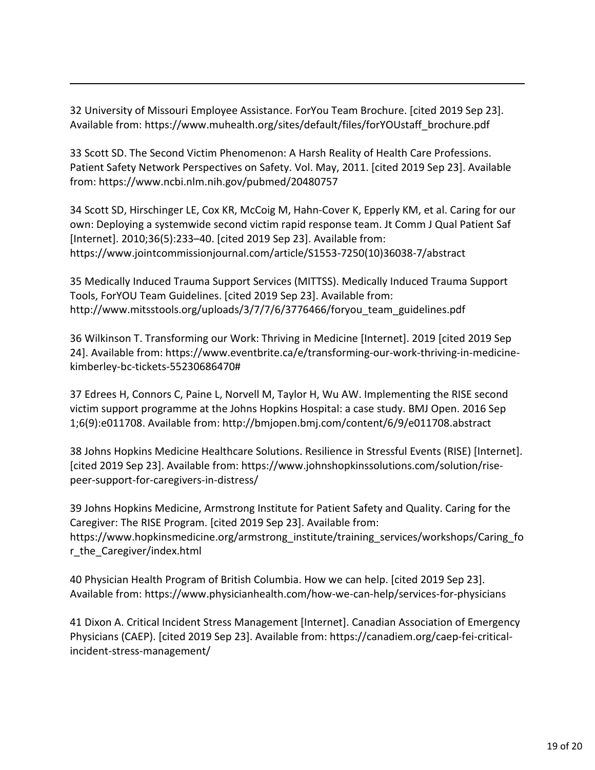32 University of Missouri Employee Assistance. ForYou Team Brochure. [cited 2019 Sep 23]. Available from: https://www.muhealth.org/sites/default/files/forYOUstaff_brochure.pdf

33 Scott SD. The Second Victim Phenomenon: A Harsh Reality of Health Care Professions. Patient Safety Network Perspectives on Safety. Vol. May, 2011. [cited 2019 Sep 23]. Available from: https://www.ncbi.nlm.nih.gov/pubmed/20480757

34 Scott SD, Hirschinger LE, Cox KR, McCoig M, Hahn-Cover K, Epperly KM, et al. Caring for our own: Deploying a systemwide second victim rapid response team. Jt Comm J Qual Patient Saf [Internet]. 2010;36(5):233–40. [cited 2019 Sep 23]. Available from: https://www.jointcommissionjournal.com/article/S1553-7250(10)36038-7/abstract

35 Medically Induced Trauma Support Services (MITTSS). Medically Induced Trauma Support Tools, ForYOU Team Guidelines. [cited 2019 Sep 23]. Available from: http://www.mitsstools.org/uploads/3/7/7/6/3776466/foryou_team_guidelines.pdf

36 Wilkinson T. Transforming our Work: Thriving in Medicine [Internet]. 2019 [cited 2019 Sep 24]. Available from: https://www.eventbrite.ca/e/transforming-our-work-thriving-in-medicine-kimberley-bc-tickets-55230686470#

37 Edrees H, Connors C, Paine L, Norvell M, Taylor H, Wu AW. Implementing the RISE second victim support programme at the Johns Hopkins Hospital: a case study. BMJ Open. 2016 Sep 1;6(9):e011708. Available from: http://bmjopen.bmj.com/content/6/9/e011708.abstract

38 Johns Hopkins Medicine Healthcare Solutions. Resilience in Stressful Events (RISE) [Internet]. [cited 2019 Sep 23]. Available from: https://www.johnshopkinssolutions.com/solution/rise-peer-support-for-caregivers-in-distress/

39 Johns Hopkins Medicine, Armstrong Institute for Patient Safety and Quality. Caring for the Caregiver: The RISE Program. [cited 2019 Sep 23]. Available from: https://www.hopkinsmedicine.org/armstrong_institute/training_services/workshops/Caring_for_the_Caregiver/index.html

40 Physician Health Program of British Columbia. How we can help. [cited 2019 Sep 23]. Available from: https://www.physicianhealth.com/how-we-can-help/services-for-physicians

41 Dixon A. Critical Incident Stress Management [Internet]. Canadian Association of Emergency Physicians (CAEP). [cited 2019 Sep 23]. Available from: https://canadiem.org/caep-fei-critical-incident-stress-management/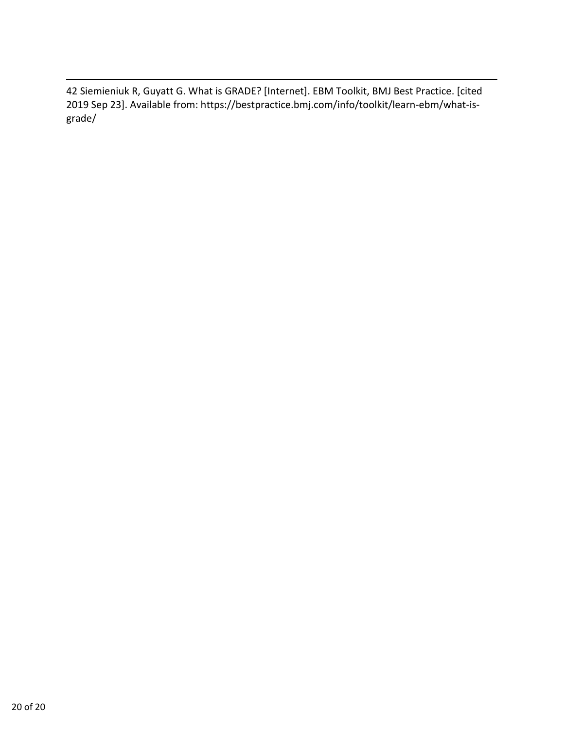42 Siemieniuk R, Guyatt G. What is GRADE? [Internet]. EBM Toolkit, BMJ Best Practice. [cited 2019 Sep 23]. Available from: https://bestpractice.bmj.com/info/toolkit/learn-ebm/what-is-grade/